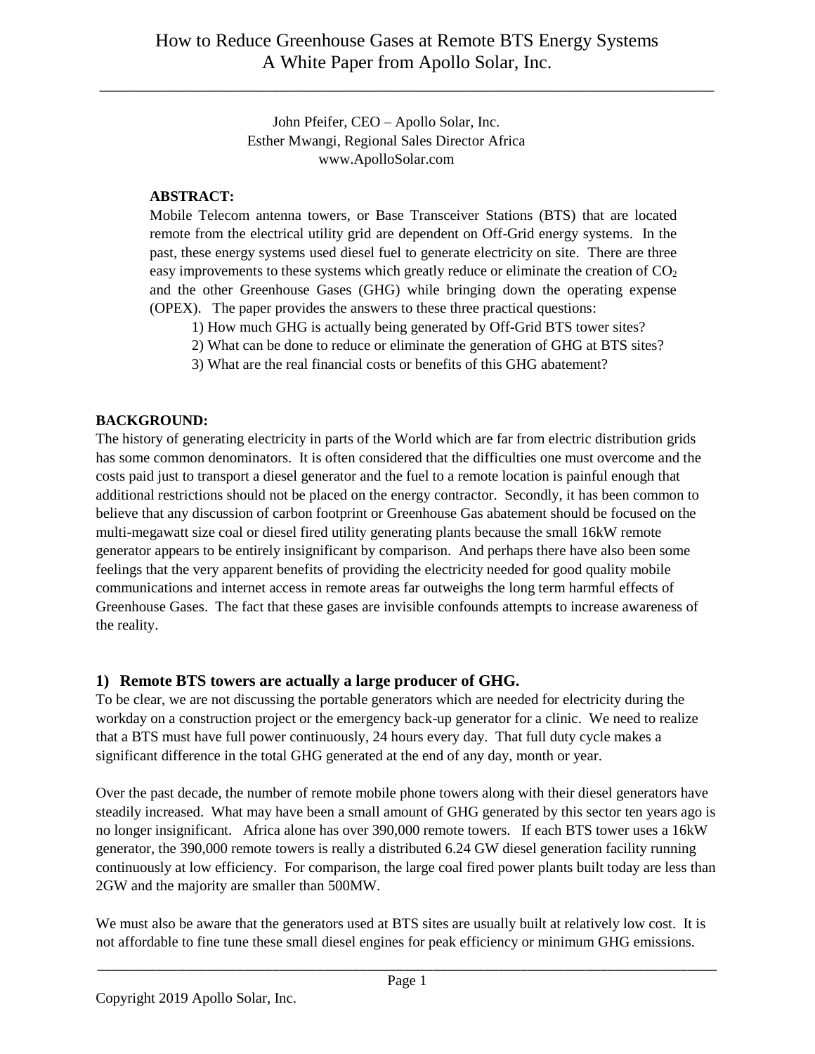# How to Reduce Greenhouse Gases at Remote BTS Energy Systems
# A White Paper from Apollo Solar, Inc.

John Pfeifer, CEO – Apollo Solar, Inc.
Esther Mwangi, Regional Sales Director Africa
www.ApolloSolar.com

**ABSTRACT:**

Mobile Telecom antenna towers, or Base Transceiver Stations (BTS) that are located remote from the electrical utility grid are dependent on Off-Grid energy systems. In the past, these energy systems used diesel fuel to generate electricity on site. There are three easy improvements to these systems which greatly reduce or eliminate the creation of $CO_2$ and the other Greenhouse Gases (GHG) while bringing down the operating expense (OPEX). The paper provides the answers to these three practical questions:

1) How much GHG is actually being generated by Off-Grid BTS tower sites?
2) What can be done to reduce or eliminate the generation of GHG at BTS sites?
3) What are the real financial costs or benefits of this GHG abatement?

**BACKGROUND:**

The history of generating electricity in parts of the World which are far from electric distribution grids has some common denominators. It is often considered that the difficulties one must overcome and the costs paid just to transport a diesel generator and the fuel to a remote location is painful enough that additional restrictions should not be placed on the energy contractor. Secondly, it has been common to believe that any discussion of carbon footprint or Greenhouse Gas abatement should be focused on the multi-megawatt size coal or diesel fired utility generating plants because the small 16kW remote generator appears to be entirely insignificant by comparison. And perhaps there have also been some feelings that the very apparent benefits of providing the electricity needed for good quality mobile communications and internet access in remote areas far outweighs the long term harmful effects of Greenhouse Gases. The fact that these gases are invisible confounds attempts to increase awareness of the reality.

## 1) Remote BTS towers are actually a large producer of GHG.

To be clear, we are not discussing the portable generators which are needed for electricity during the workday on a construction project or the emergency back-up generator for a clinic. We need to realize that a BTS must have full power continuously, 24 hours every day. That full duty cycle makes a significant difference in the total GHG generated at the end of any day, month or year.

Over the past decade, the number of remote mobile phone towers along with their diesel generators have steadily increased. What may have been a small amount of GHG generated by this sector ten years ago is no longer insignificant. Africa alone has over 390,000 remote towers. If each BTS tower uses a 16kW generator, the 390,000 remote towers is really a distributed 6.24 GW diesel generation facility running continuously at low efficiency. For comparison, the large coal fired power plants built today are less than 2GW and the majority are smaller than 500MW.

We must also be aware that the generators used at BTS sites are usually built at relatively low cost. It is not affordable to fine tune these small diesel engines for peak efficiency or minimum GHG emissions.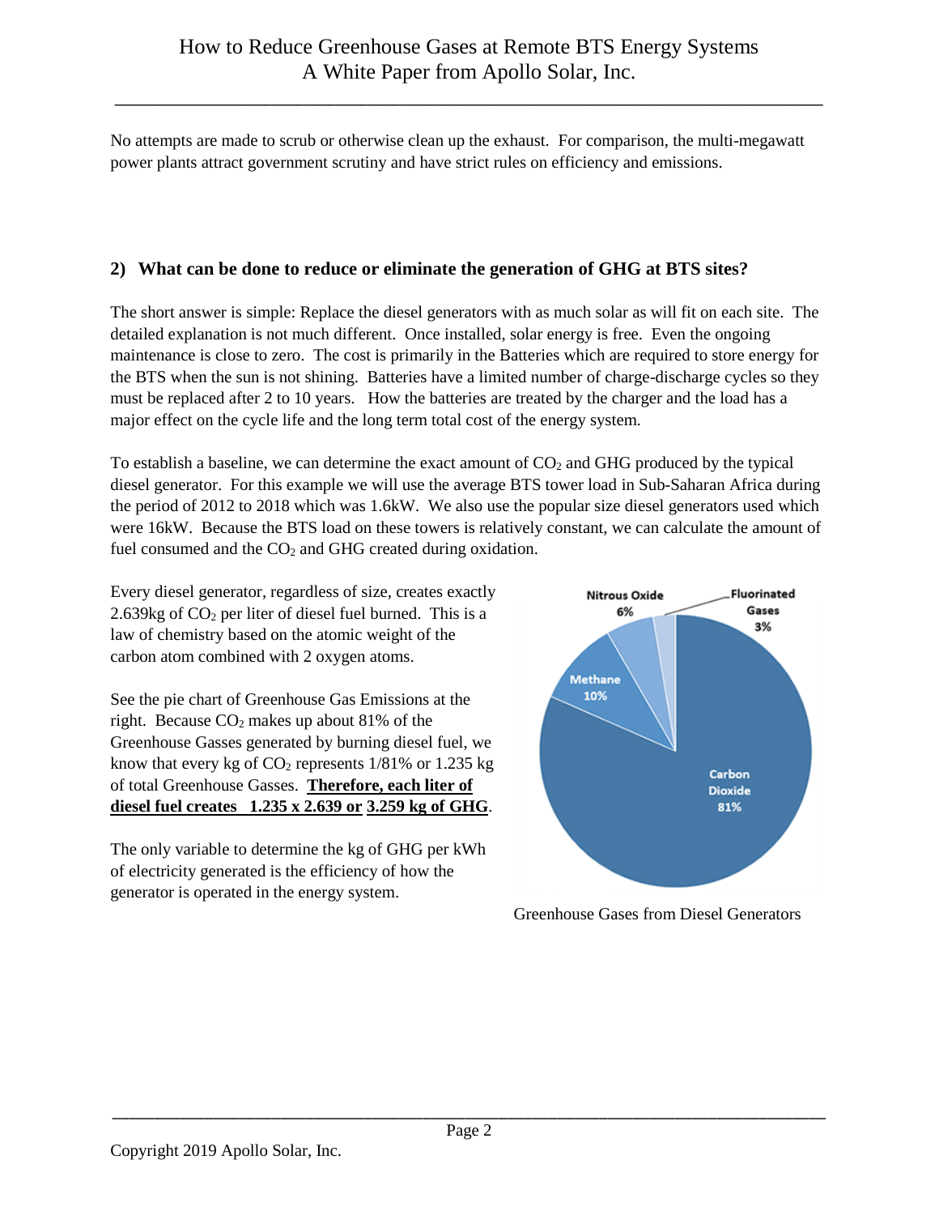No attempts are made to scrub or otherwise clean up the exhaust. For comparison, the multi-megawatt power plants attract government scrutiny and have strict rules on efficiency and emissions.

### 2) What can be done to reduce or eliminate the generation of GHG at BTS sites?

The short answer is simple: Replace the diesel generators with as much solar as will fit on each site. The detailed explanation is not much different. Once installed, solar energy is free. Even the ongoing maintenance is close to zero. The cost is primarily in the Batteries which are required to store energy for the BTS when the sun is not shining. Batteries have a limited number of charge-discharge cycles so they must be replaced after 2 to 10 years. How the batteries are treated by the charger and the load has a major effect on the cycle life and the long term total cost of the energy system.

To establish a baseline, we can determine the exact amount of $CO_2$ and GHG produced by the typical diesel generator. For this example we will use the average BTS tower load in Sub-Saharan Africa during the period of 2012 to 2018 which was 1.6kW. We also use the popular size diesel generators used which were 16kW. Because the BTS load on these towers is relatively constant, we can calculate the amount of fuel consumed and the $CO_2$ and GHG created during oxidation.

Every diesel generator, regardless of size, creates exactly 2.639kg of $CO_2$ per liter of diesel fuel burned. This is a law of chemistry based on the atomic weight of the carbon atom combined with 2 oxygen atoms.

See the pie chart of Greenhouse Gas Emissions at the right. Because $CO_2$ makes up about 81% of the Greenhouse Gasses generated by burning diesel fuel, we know that every kg of $CO_2$ represents 1/81% or 1.235 kg of total Greenhouse Gasses. **Therefore, each liter of diesel fuel creates 1.235 x 2.639 or 3.259 kg of GHG**.

The only variable to determine the kg of GHG per kWh of electricity generated is the efficiency of how the generator is operated in the energy system.

| Gas | Share |
|---|---|
| Carbon Dioxide | 81% |
| Methane | 10% |
| Nitrous Oxide | 6% |
| Fluorinated Gases | 3% |

Greenhouse Gases from Diesel Generators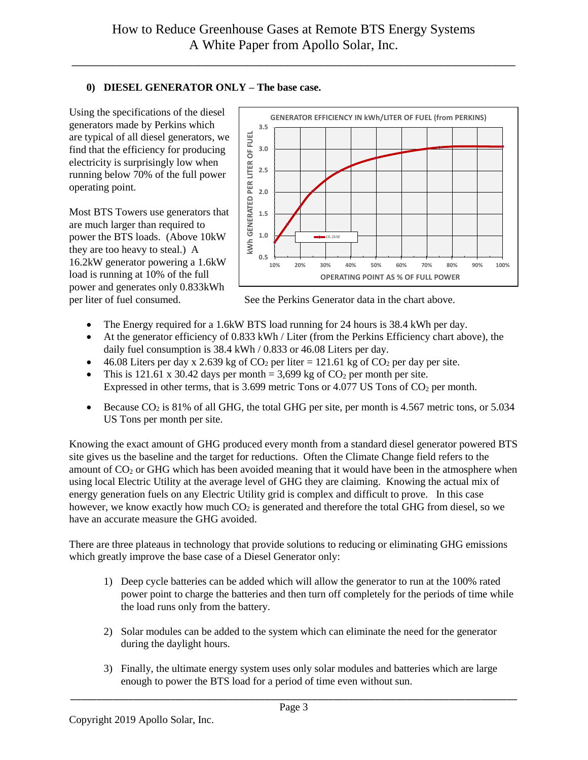**0) DIESEL GENERATOR ONLY – The base case.**

Using the specifications of the diesel generators made by Perkins which are typical of all diesel generators, we find that the efficiency for producing electricity is surprisingly low when running below 70% of the full power operating point.

Most BTS Towers use generators that are much larger than required to power the BTS loads. (Above 10kW they are too heavy to steal.) A 16.2kW generator powering a 1.6kW load is running at 10% of the full power and generates only 0.833kWh per liter of fuel consumed.

See the Perkins Generator data in the chart above.

- The Energy required for a 1.6kW BTS load running for 24 hours is 38.4 kWh per day.
- At the generator efficiency of 0.833 kWh / Liter (from the Perkins Efficiency chart above), the daily fuel consumption is 38.4 kWh / 0.833 or 46.08 Liters per day.
- 46.08 Liters per day x 2.639 kg of $CO_2$ per liter = 121.61 kg of $CO_2$ per day per site.
- This is 121.61 x 30.42 days per month = 3,699 kg of $CO_2$ per month per site. Expressed in other terms, that is 3.699 metric Tons or 4.077 US Tons of $CO_2$ per month.
- Because $CO_2$ is 81% of all GHG, the total GHG per site, per month is 4.567 metric tons, or 5.034 US Tons per month per site.

Knowing the exact amount of GHG produced every month from a standard diesel generator powered BTS site gives us the baseline and the target for reductions. Often the Climate Change field refers to the amount of $CO_2$ or GHG which has been avoided meaning that it would have been in the atmosphere when using local Electric Utility at the average level of GHG they are claiming. Knowing the actual mix of energy generation fuels on any Electric Utility grid is complex and difficult to prove. In this case however, we know exactly how much $CO_2$ is generated and therefore the total GHG from diesel, so we have an accurate measure the GHG avoided.

There are three plateaus in technology that provide solutions to reducing or eliminating GHG emissions which greatly improve the base case of a Diesel Generator only:

1) Deep cycle batteries can be added which will allow the generator to run at the 100% rated power point to charge the batteries and then turn off completely for the periods of time while the load runs only from the battery.

2) Solar modules can be added to the system which can eliminate the need for the generator during the daylight hours.

3) Finally, the ultimate energy system uses only solar modules and batteries which are large enough to power the BTS load for a period of time even without sun.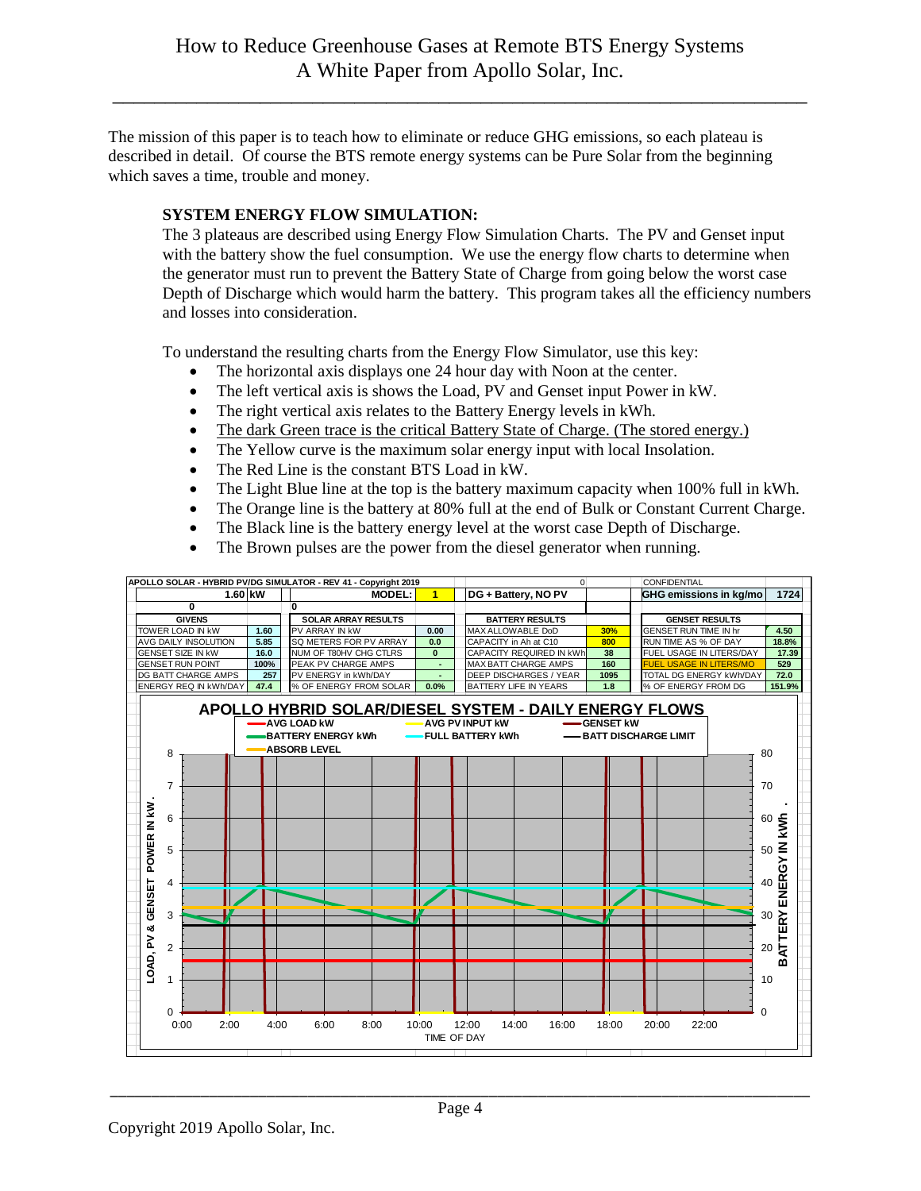The mission of this paper is to teach how to eliminate or reduce GHG emissions, so each plateau is described in detail. Of course the BTS remote energy systems can be Pure Solar from the beginning which saves a time, trouble and money.

**SYSTEM ENERGY FLOW SIMULATION:**

The 3 plateaus are described using Energy Flow Simulation Charts. The PV and Genset input with the battery show the fuel consumption. We use the energy flow charts to determine when the generator must run to prevent the Battery State of Charge from going below the worst case Depth of Discharge which would harm the battery. This program takes all the efficiency numbers and losses into consideration.

To understand the resulting charts from the Energy Flow Simulator, use this key:

- The horizontal axis displays one 24 hour day with Noon at the center.
- The left vertical axis is shows the Load, PV and Genset input Power in kW.
- The right vertical axis relates to the Battery Energy levels in kWh.
- The dark Green trace is the critical Battery State of Charge. (The stored energy.)
- The Yellow curve is the maximum solar energy input with local Insolation.
- The Red Line is the constant BTS Load in kW.
- The Light Blue line at the top is the battery maximum capacity when 100% full in kWh.
- The Orange line is the battery at 80% full at the end of Bulk or Constant Current Charge.
- The Black line is the battery energy level at the worst case Depth of Discharge.
- The Brown pulses are the power from the diesel generator when running.

APOLLO SOLAR - HYBRID PV/DG SIMULATOR - REV 41 - Copyright 2019 — CONFIDENTIAL

1.60 kW — MODEL: 1 — DG + Battery, NO PV — GHG emissions in kg/mo: 1724

| GIVENS | | SOLAR ARRAY RESULTS | | BATTERY RESULTS | | GENSET RESULTS | |
|---|---|---|---|---|---|---|---|
| TOWER LOAD IN kW | 1.60 | PV ARRAY IN kW | 0.00 | MAX ALLOWABLE DoD | 30% | GENSET RUN TIME IN hr | 4.50 |
| AVG DAILY INSOLUTION | 5.85 | SQ METERS FOR PV ARRAY | 0.0 | CAPACITY in Ah at C10 | 800 | RUN TIME AS % OF DAY | 18.8% |
| GENSET SIZE IN kW | 16.0 | NUM OF T80HV CHG CTLRS | 0 | CAPACITY REQUIRED IN kWh | 38 | FUEL USAGE IN LITERS/DAY | 17.39 |
| GENSET RUN POINT | 100% | PEAK PV CHARGE AMPS | - | MAX BATT CHARGE AMPS | 160 | FUEL USAGE IN LITERS/MO | 529 |
| DG BATT CHARGE AMPS | 257 | PV ENERGY in kWh/DAY | - | DEEP DISCHARGES / YEAR | 1095 | TOTAL DG ENERGY kWh/DAY | 72.0 |
| ENERGY REQ IN kWh/DAY | 47.4 | % OF ENERGY FROM SOLAR | 0.0% | BATTERY LIFE IN YEARS | 1.8 | % OF ENERGY FROM DG | 151.9% |

APOLLO HYBRID SOLAR/DIESEL SYSTEM - DAILY ENERGY FLOWS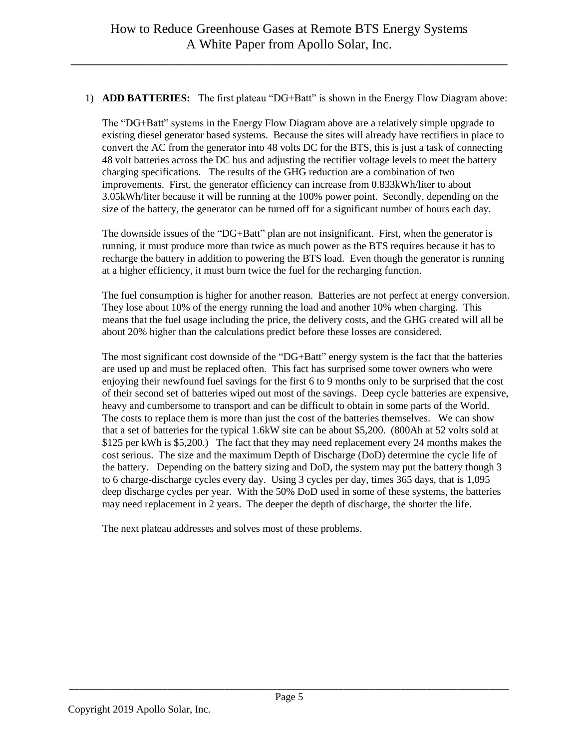1) **ADD BATTERIES:** The first plateau "DG+Batt" is shown in the Energy Flow Diagram above:

   The "DG+Batt" systems in the Energy Flow Diagram above are a relatively simple upgrade to existing diesel generator based systems. Because the sites will already have rectifiers in place to convert the AC from the generator into 48 volts DC for the BTS, this is just a task of connecting 48 volt batteries across the DC bus and adjusting the rectifier voltage levels to meet the battery charging specifications. The results of the GHG reduction are a combination of two improvements. First, the generator efficiency can increase from 0.833kWh/liter to about 3.05kWh/liter because it will be running at the 100% power point. Secondly, depending on the size of the battery, the generator can be turned off for a significant number of hours each day.

   The downside issues of the "DG+Batt" plan are not insignificant. First, when the generator is running, it must produce more than twice as much power as the BTS requires because it has to recharge the battery in addition to powering the BTS load. Even though the generator is running at a higher efficiency, it must burn twice the fuel for the recharging function.

   The fuel consumption is higher for another reason. Batteries are not perfect at energy conversion. They lose about 10% of the energy running the load and another 10% when charging. This means that the fuel usage including the price, the delivery costs, and the GHG created will all be about 20% higher than the calculations predict before these losses are considered.

   The most significant cost downside of the "DG+Batt" energy system is the fact that the batteries are used up and must be replaced often. This fact has surprised some tower owners who were enjoying their newfound fuel savings for the first 6 to 9 months only to be surprised that the cost of their second set of batteries wiped out most of the savings. Deep cycle batteries are expensive, heavy and cumbersome to transport and can be difficult to obtain in some parts of the World. The costs to replace them is more than just the cost of the batteries themselves. We can show that a set of batteries for the typical 1.6kW site can be about $5,200. (800Ah at 52 volts sold at $125 per kWh is $5,200.) The fact that they may need replacement every 24 months makes the cost serious. The size and the maximum Depth of Discharge (DoD) determine the cycle life of the battery. Depending on the battery sizing and DoD, the system may put the battery though 3 to 6 charge-discharge cycles every day. Using 3 cycles per day, times 365 days, that is 1,095 deep discharge cycles per year. With the 50% DoD used in some of these systems, the batteries may need replacement in 2 years. The deeper the depth of discharge, the shorter the life.

   The next plateau addresses and solves most of these problems.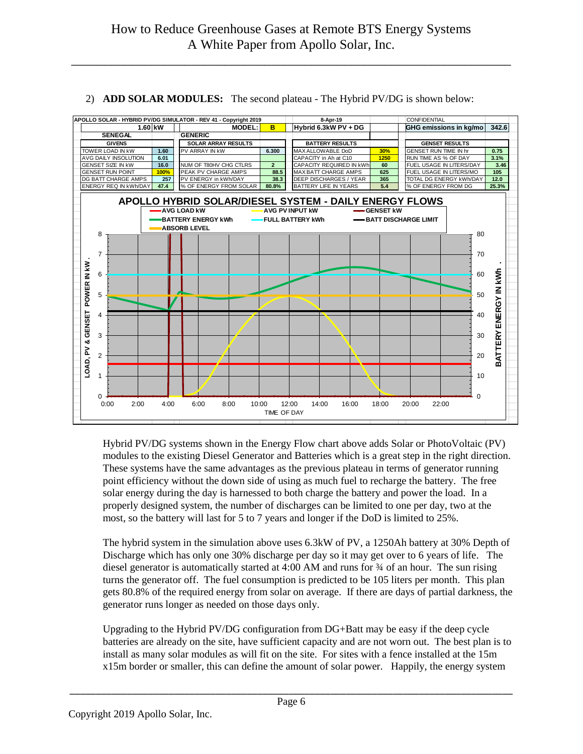2) **ADD SOLAR MODULES:** The second plateau - The Hybrid PV/DG is shown below:

APOLLO SOLAR - HYBRID PV/DG SIMULATOR - REV 41 - Copyright 2019 | 8-Apr-19 | CONFIDENTIAL

| 1.60 kW | | MODEL: | B | Hybrid 6.3kW PV + DG | | GHG emissions in kg/mo | 342.6 |
|---|---|---|---|---|---|---|---|
| SENEGAL | | GENERIC | | | | | |
| GIVENS | | SOLAR ARRAY RESULTS | | BATTERY RESULTS | | GENSET RESULTS | |
| TOWER LOAD IN kW | 1.60 | PV ARRAY IN kW | 6.300 | MAX ALLOWABLE DoD | 30% | GENSET RUN TIME IN hr | 0.75 |
| AVG DAILY INSOLUTION | 6.01 | | | CAPACITY in Ah at C10 | 1250 | RUN TIME AS % OF DAY | 3.1% |
| GENSET SIZE IN kW | 16.0 | NUM OF T80HV CHG CTLRS | 2 | CAPACITY REQUIRED IN kWh | 60 | FUEL USAGE IN LITERS/DAY | 3.46 |
| GENSET RUN POINT | 100% | PEAK PV CHARGE AMPS | 88.5 | MAX BATT CHARGE AMPS | 625 | FUEL USAGE IN LITERS/MO | 105 |
| DG BATT CHARGE AMPS | 257 | PV ENERGY in kWh/DAY | 38.3 | DEEP DISCHARGES / YEAR | 365 | TOTAL DG ENERGY kWh/DAY | 12.0 |
| ENERGY REQ IN kWh/DAY | 47.4 | % OF ENERGY FROM SOLAR | 80.8% | BATTERY LIFE IN YEARS | 5.4 | % OF ENERGY FROM DG | 25.3% |

Hybrid PV/DG systems shown in the Energy Flow chart above adds Solar or PhotoVoltaic (PV) modules to the existing Diesel Generator and Batteries which is a great step in the right direction. These systems have the same advantages as the previous plateau in terms of generator running point efficiency without the down side of using as much fuel to recharge the battery. The free solar energy during the day is harnessed to both charge the battery and power the load. In a properly designed system, the number of discharges can be limited to one per day, two at the most, so the battery will last for 5 to 7 years and longer if the DoD is limited to 25%.

The hybrid system in the simulation above uses 6.3kW of PV, a 1250Ah battery at 30% Depth of Discharge which has only one 30% discharge per day so it may get over to 6 years of life. The diesel generator is automatically started at 4:00 AM and runs for ¾ of an hour. The sun rising turns the generator off. The fuel consumption is predicted to be 105 liters per month. This plan gets 80.8% of the required energy from solar on average. If there are days of partial darkness, the generator runs longer as needed on those days only.

Upgrading to the Hybrid PV/DG configuration from DG+Batt may be easy if the deep cycle batteries are already on the site, have sufficient capacity and are not worn out. The best plan is to install as many solar modules as will fit on the site. For sites with a fence installed at the 15m x15m border or smaller, this can define the amount of solar power. Happily, the energy system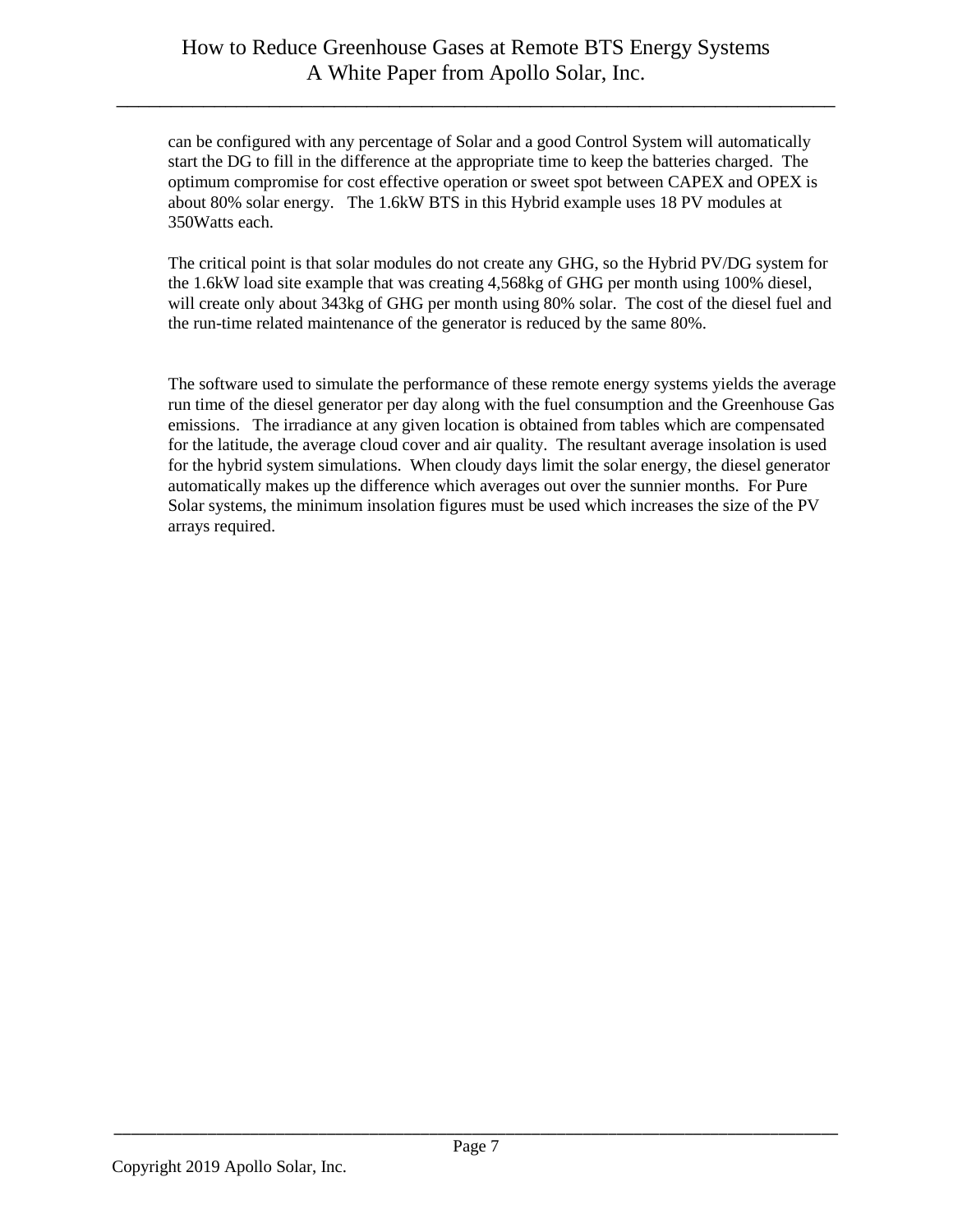can be configured with any percentage of Solar and a good Control System will automatically start the DG to fill in the difference at the appropriate time to keep the batteries charged. The optimum compromise for cost effective operation or sweet spot between CAPEX and OPEX is about 80% solar energy. The 1.6kW BTS in this Hybrid example uses 18 PV modules at 350Watts each.

The critical point is that solar modules do not create any GHG, so the Hybrid PV/DG system for the 1.6kW load site example that was creating 4,568kg of GHG per month using 100% diesel, will create only about 343kg of GHG per month using 80% solar. The cost of the diesel fuel and the run-time related maintenance of the generator is reduced by the same 80%.

The software used to simulate the performance of these remote energy systems yields the average run time of the diesel generator per day along with the fuel consumption and the Greenhouse Gas emissions. The irradiance at any given location is obtained from tables which are compensated for the latitude, the average cloud cover and air quality. The resultant average insolation is used for the hybrid system simulations. When cloudy days limit the solar energy, the diesel generator automatically makes up the difference which averages out over the sunnier months. For Pure Solar systems, the minimum insolation figures must be used which increases the size of the PV arrays required.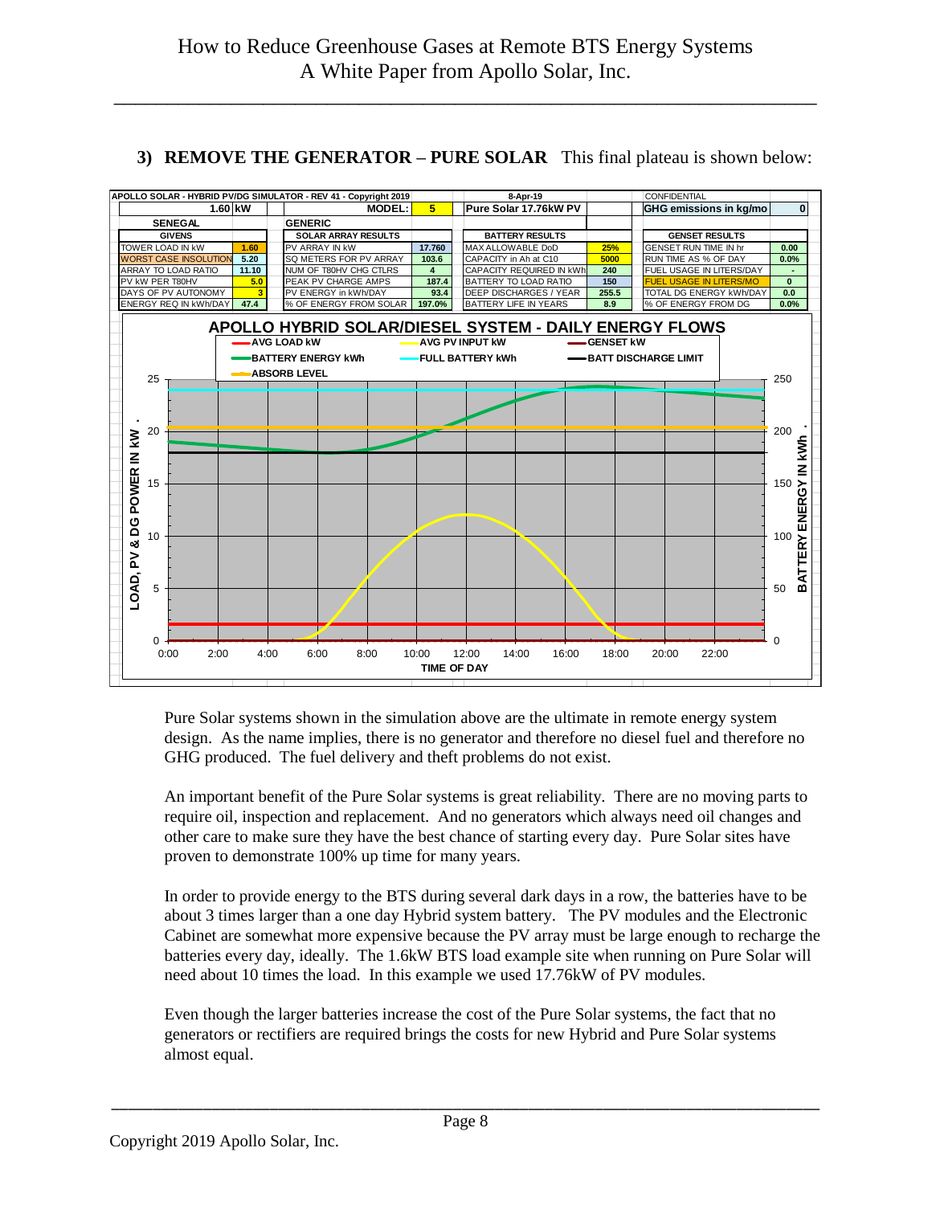### 3) REMOVE THE GENERATOR – PURE SOLAR

This final plateau is shown below:

APOLLO SOLAR - HYBRID PV/DG SIMULATOR - REV 41 - Copyright 2019 | 8-Apr-19 | CONFIDENTIAL

| 1.60 kW | | MODEL: 5 | | Pure Solar 17.76kW PV | | GHG emissions in kg/mo | 0 |
|---|---|---|---|---|---|---|---|
| **SENEGAL** | | **GENERIC** | | | | | |
| **GIVENS** | | **SOLAR ARRAY RESULTS** | | **BATTERY RESULTS** | | **GENSET RESULTS** | |
| TOWER LOAD IN kW | 1.60 | PV ARRAY IN kW | 17.760 | MAX ALLOWABLE DoD | 25% | GENSET RUN TIME IN hr | 0.00 |
| WORST CASE INSOLUTION | 5.20 | SQ METERS FOR PV ARRAY | 103.6 | CAPACITY in Ah at C10 | 5000 | RUN TIME AS % OF DAY | 0.0% |
| ARRAY TO LOAD RATIO | 11.10 | NUM OF T80HV CHG CTLRS | 4 | CAPACITY REQUIRED IN kWh | 240 | FUEL USAGE IN LITERS/DAY | - |
| PV kW PER T80HV | 5.0 | PEAK PV CHARGE AMPS | 187.4 | BATTERY TO LOAD RATIO | 150 | FUEL USAGE IN LITERS/MO | 0 |
| DAYS OF PV AUTONOMY | 3 | PV ENERGY in kWh/DAY | 93.4 | DEEP DISCHARGES / YEAR | 255.5 | TOTAL DG ENERGY kWh/DAY | 0.0 |
| ENERGY REQ IN kWh/DAY | 47.4 | % OF ENERGY FROM SOLAR | 197.0% | BATTERY LIFE IN YEARS | 8.9 | % OF ENERGY FROM DG | 0.0% |

**APOLLO HYBRID SOLAR/DIESEL SYSTEM - DAILY ENERGY FLOWS**

Pure Solar systems shown in the simulation above are the ultimate in remote energy system design. As the name implies, there is no generator and therefore no diesel fuel and therefore no GHG produced. The fuel delivery and theft problems do not exist.

An important benefit of the Pure Solar systems is great reliability. There are no moving parts to require oil, inspection and replacement. And no generators which always need oil changes and other care to make sure they have the best chance of starting every day. Pure Solar sites have proven to demonstrate 100% up time for many years.

In order to provide energy to the BTS during several dark days in a row, the batteries have to be about 3 times larger than a one day Hybrid system battery. The PV modules and the Electronic Cabinet are somewhat more expensive because the PV array must be large enough to recharge the batteries every day, ideally. The 1.6kW BTS load example site when running on Pure Solar will need about 10 times the load. In this example we used 17.76kW of PV modules.

Even though the larger batteries increase the cost of the Pure Solar systems, the fact that no generators or rectifiers are required brings the costs for new Hybrid and Pure Solar systems almost equal.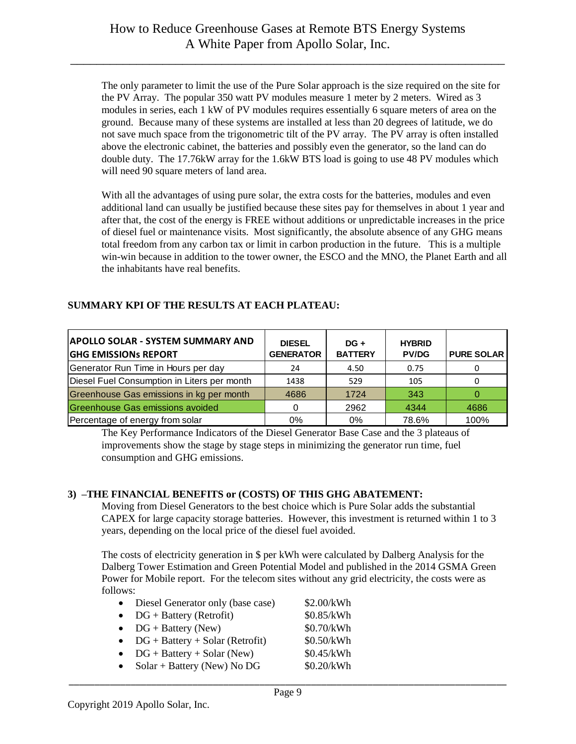The only parameter to limit the use of the Pure Solar approach is the size required on the site for the PV Array. The popular 350 watt PV modules measure 1 meter by 2 meters. Wired as 3 modules in series, each 1 kW of PV modules requires essentially 6 square meters of area on the ground. Because many of these systems are installed at less than 20 degrees of latitude, we do not save much space from the trigonometric tilt of the PV array. The PV array is often installed above the electronic cabinet, the batteries and possibly even the generator, so the land can do double duty. The 17.76kW array for the 1.6kW BTS load is going to use 48 PV modules which will need 90 square meters of land area.

With all the advantages of using pure solar, the extra costs for the batteries, modules and even additional land can usually be justified because these sites pay for themselves in about 1 year and after that, the cost of the energy is FREE without additions or unpredictable increases in the price of diesel fuel or maintenance visits. Most significantly, the absolute absence of any GHG means total freedom from any carbon tax or limit in carbon production in the future. This is a multiple win-win because in addition to the tower owner, the ESCO and the MNO, the Planet Earth and all the inhabitants have real benefits.

**SUMMARY KPI OF THE RESULTS AT EACH PLATEAU:**

| APOLLO SOLAR - SYSTEM SUMMARY AND GHG EMISSIONs REPORT | DIESEL GENERATOR | DG + BATTERY | HYBRID PV/DG | PURE SOLAR |
|---|---|---|---|---|
| Generator Run Time in Hours per day | 24 | 4.50 | 0.75 | 0 |
| Diesel Fuel Consumption in Liters per month | 1438 | 529 | 105 | 0 |
| Greenhouse Gas emissions in kg per month | 4686 | 1724 | 343 | 0 |
| Greenhouse Gas emissions avoided | 0 | 2962 | 4344 | 4686 |
| Percentage of energy from solar | 0% | 0% | 78.6% | 100% |

The Key Performance Indicators of the Diesel Generator Base Case and the 3 plateaus of improvements show the stage by stage steps in minimizing the generator run time, fuel consumption and GHG emissions.

**3) –THE FINANCIAL BENEFITS or (COSTS) OF THIS GHG ABATEMENT:**

Moving from Diesel Generators to the best choice which is Pure Solar adds the substantial CAPEX for large capacity storage batteries. However, this investment is returned within 1 to 3 years, depending on the local price of the diesel fuel avoided.

The costs of electricity generation in $ per kWh were calculated by Dalberg Analysis for the Dalberg Tower Estimation and Green Potential Model and published in the 2014 GSMA Green Power for Mobile report. For the telecom sites without any grid electricity, the costs were as follows:

- Diesel Generator only (base case) $2.00/kWh
- DG + Battery (Retrofit) $0.85/kWh
- DG + Battery (New) $0.70/kWh
- DG + Battery + Solar (Retrofit) $0.50/kWh
- DG + Battery + Solar (New) $0.45/kWh
- Solar + Battery (New) No DG $0.20/kWh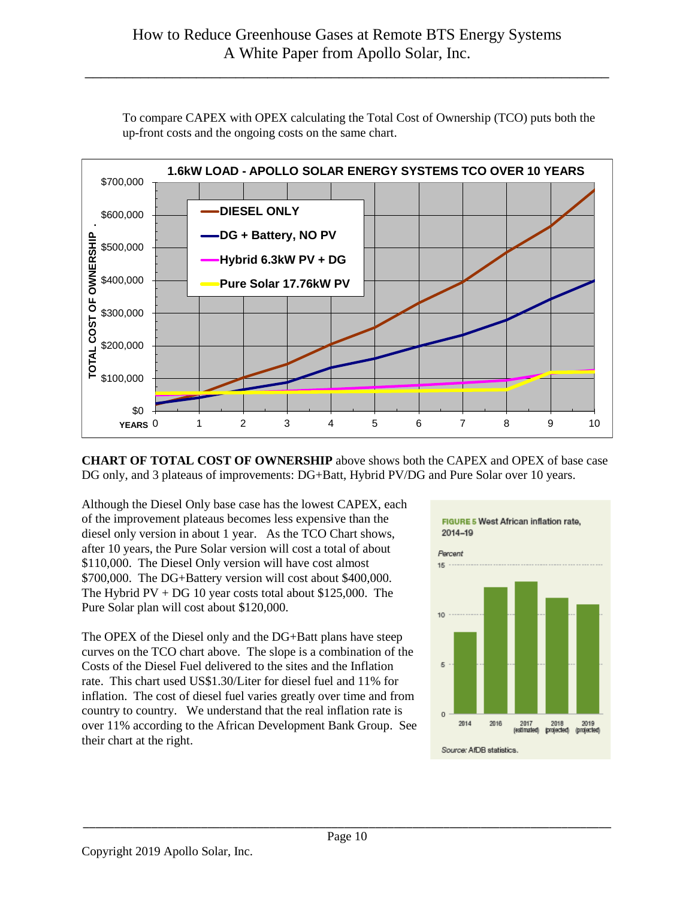To compare CAPEX with OPEX calculating the Total Cost of Ownership (TCO) puts both the up-front costs and the ongoing costs on the same chart.

**CHART OF TOTAL COST OF OWNERSHIP** above shows both the CAPEX and OPEX of base case DG only, and 3 plateaus of improvements: DG+Batt, Hybrid PV/DG and Pure Solar over 10 years.

Although the Diesel Only base case has the lowest CAPEX, each of the improvement plateaus becomes less expensive than the diesel only version in about 1 year. As the TCO Chart shows, after 10 years, the Pure Solar version will cost a total of about $110,000. The Diesel Only version will have cost almost $700,000. The DG+Battery version will cost about $400,000. The Hybrid PV + DG 10 year costs total about $125,000. The Pure Solar plan will cost about $120,000.

The OPEX of the Diesel only and the DG+Batt plans have steep curves on the TCO chart above. The slope is a combination of the Costs of the Diesel Fuel delivered to the sites and the Inflation rate. This chart used US$1.30/Liter for diesel fuel and 11% for inflation. The cost of diesel fuel varies greatly over time and from country to country. We understand that the real inflation rate is over 11% according to the African Development Bank Group. See their chart at the right.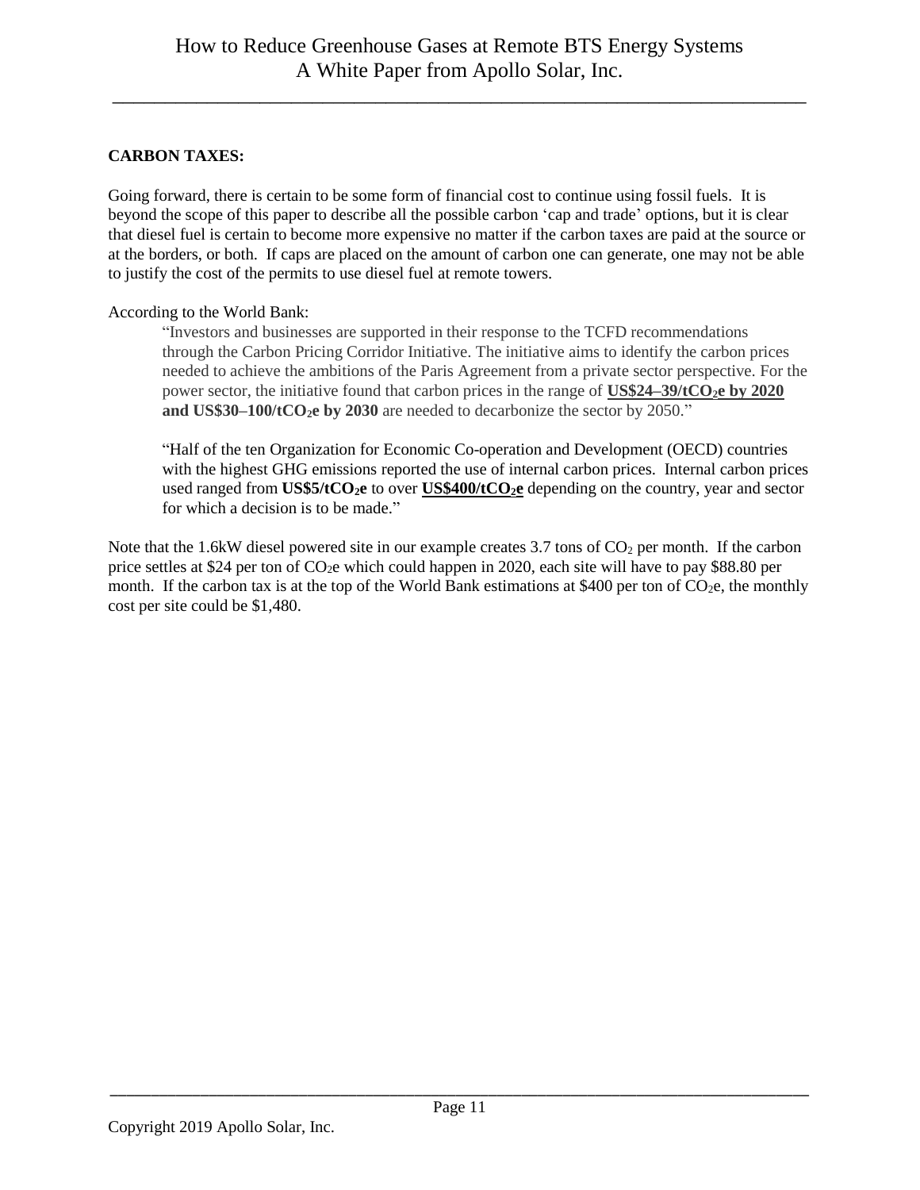**CARBON TAXES:**

Going forward, there is certain to be some form of financial cost to continue using fossil fuels. It is beyond the scope of this paper to describe all the possible carbon 'cap and trade' options, but it is clear that diesel fuel is certain to become more expensive no matter if the carbon taxes are paid at the source or at the borders, or both. If caps are placed on the amount of carbon one can generate, one may not be able to justify the cost of the permits to use diesel fuel at remote towers.

According to the World Bank:

> "Investors and businesses are supported in their response to the TCFD recommendations through the Carbon Pricing Corridor Initiative. The initiative aims to identify the carbon prices needed to achieve the ambitions of the Paris Agreement from a private sector perspective. For the power sector, the initiative found that carbon prices in the range of **US$24–39/t$CO_2$e by 2020 and US$30–100/t$CO_2$e by 2030** are needed to decarbonize the sector by 2050."
>
> "Half of the ten Organization for Economic Co-operation and Development (OECD) countries with the highest GHG emissions reported the use of internal carbon prices. Internal carbon prices used ranged from **US$5/t$CO_2$e** to over **US$400/t$CO_2$e** depending on the country, year and sector for which a decision is to be made."

Note that the 1.6kW diesel powered site in our example creates 3.7 tons of $CO_2$ per month. If the carbon price settles at $24 per ton of $CO_2$e which could happen in 2020, each site will have to pay $88.80 per month. If the carbon tax is at the top of the World Bank estimations at $400 per ton of $CO_2$e, the monthly cost per site could be $1,480.